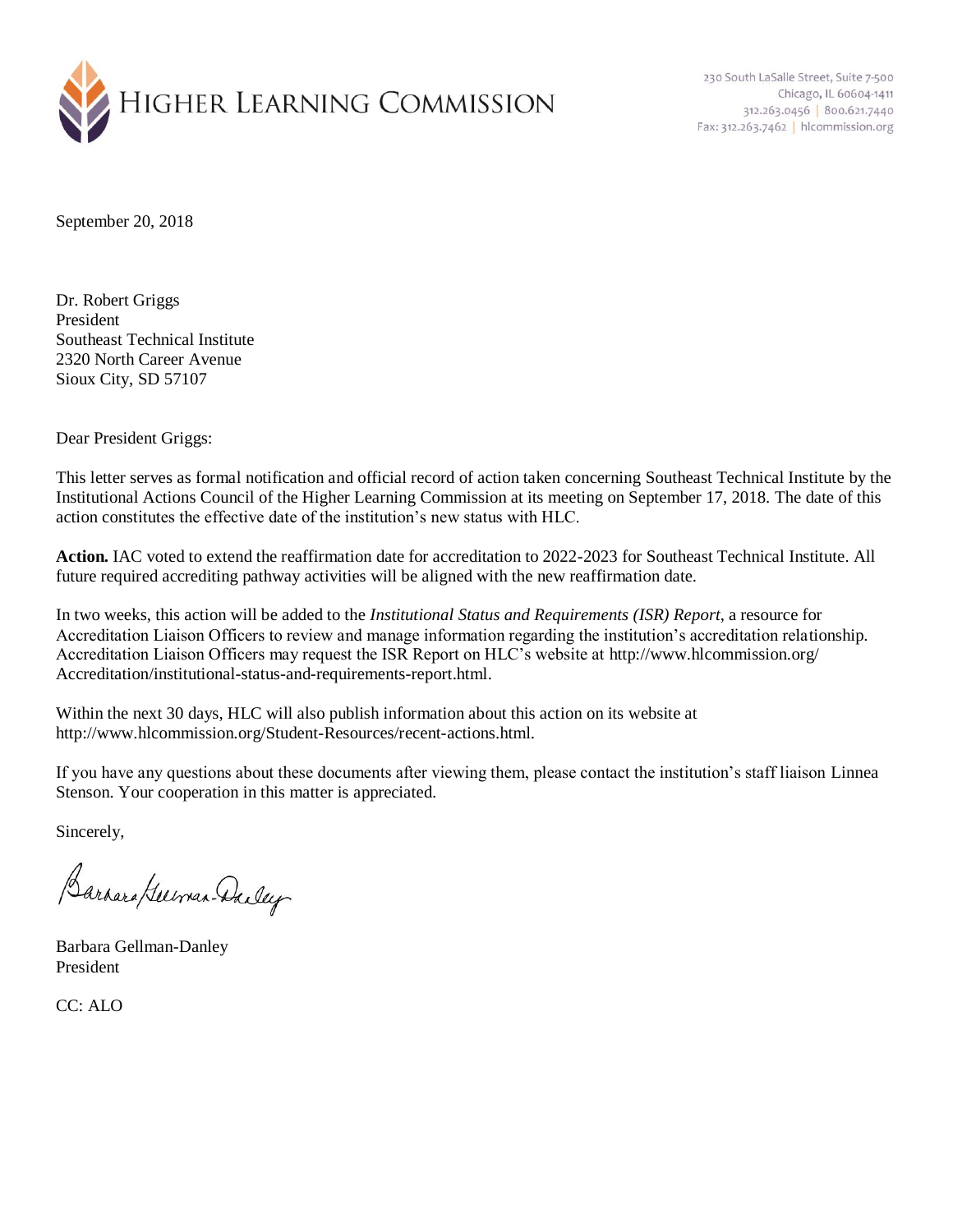# HIGHER LEARNING COMMISSION

230 South LaSalle Street, Suite 7-500
Chicago, IL 60604-1411
312.263.0456 | 800.621.7440
Fax: 312.263.7462 | hlcommission.org

September 20, 2018

Dr. Robert Griggs
President
Southeast Technical Institute
2320 North Career Avenue
Sioux City, SD 57107

Dear President Griggs:

This letter serves as formal notification and official record of action taken concerning Southeast Technical Institute by the Institutional Actions Council of the Higher Learning Commission at its meeting on September 17, 2018. The date of this action constitutes the effective date of the institution's new status with HLC.

**Action.** IAC voted to extend the reaffirmation date for accreditation to 2022-2023 for Southeast Technical Institute. All future required accrediting pathway activities will be aligned with the new reaffirmation date.

In two weeks, this action will be added to the *Institutional Status and Requirements (ISR) Report*, a resource for Accreditation Liaison Officers to review and manage information regarding the institution's accreditation relationship. Accreditation Liaison Officers may request the ISR Report on HLC's website at http://www.hlcommission.org/Accreditation/institutional-status-and-requirements-report.html.

Within the next 30 days, HLC will also publish information about this action on its website at http://www.hlcommission.org/Student-Resources/recent-actions.html.

If you have any questions about these documents after viewing them, please contact the institution's staff liaison Linnea Stenson. Your cooperation in this matter is appreciated.

Sincerely,

Barbara Gellman-Danley

Barbara Gellman-Danley
President

CC: ALO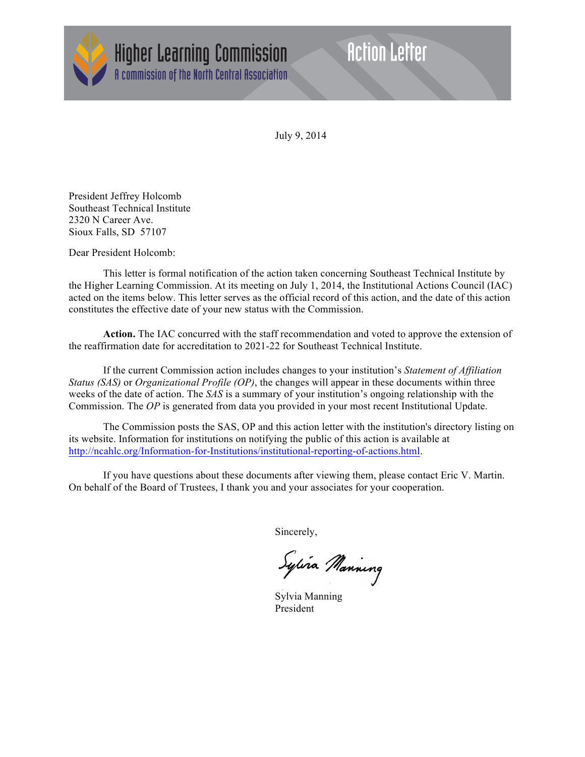Higher Learning Commission
A commission of the North Central Association

Action Letter

July 9, 2014

President Jeffrey Holcomb
Southeast Technical Institute
2320 N Career Ave.
Sioux Falls, SD 57107

Dear President Holcomb:

This letter is formal notification of the action taken concerning Southeast Technical Institute by the Higher Learning Commission. At its meeting on July 1, 2014, the Institutional Actions Council (IAC) acted on the items below. This letter serves as the official record of this action, and the date of this action constitutes the effective date of your new status with the Commission.

**Action.** The IAC concurred with the staff recommendation and voted to approve the extension of the reaffirmation date for accreditation to 2021-22 for Southeast Technical Institute.

If the current Commission action includes changes to your institution's *Statement of Affiliation Status (SAS)* or *Organizational Profile (OP)*, the changes will appear in these documents within three weeks of the date of action. The *SAS* is a summary of your institution's ongoing relationship with the Commission. The *OP* is generated from data you provided in your most recent Institutional Update.

The Commission posts the SAS, OP and this action letter with the institution's directory listing on its website. Information for institutions on notifying the public of this action is available at http://ncahlc.org/Information-for-Institutions/institutional-reporting-of-actions.html.

If you have questions about these documents after viewing them, please contact Eric V. Martin. On behalf of the Board of Trustees, I thank you and your associates for your cooperation.

Sincerely,

Sylvia Manning
President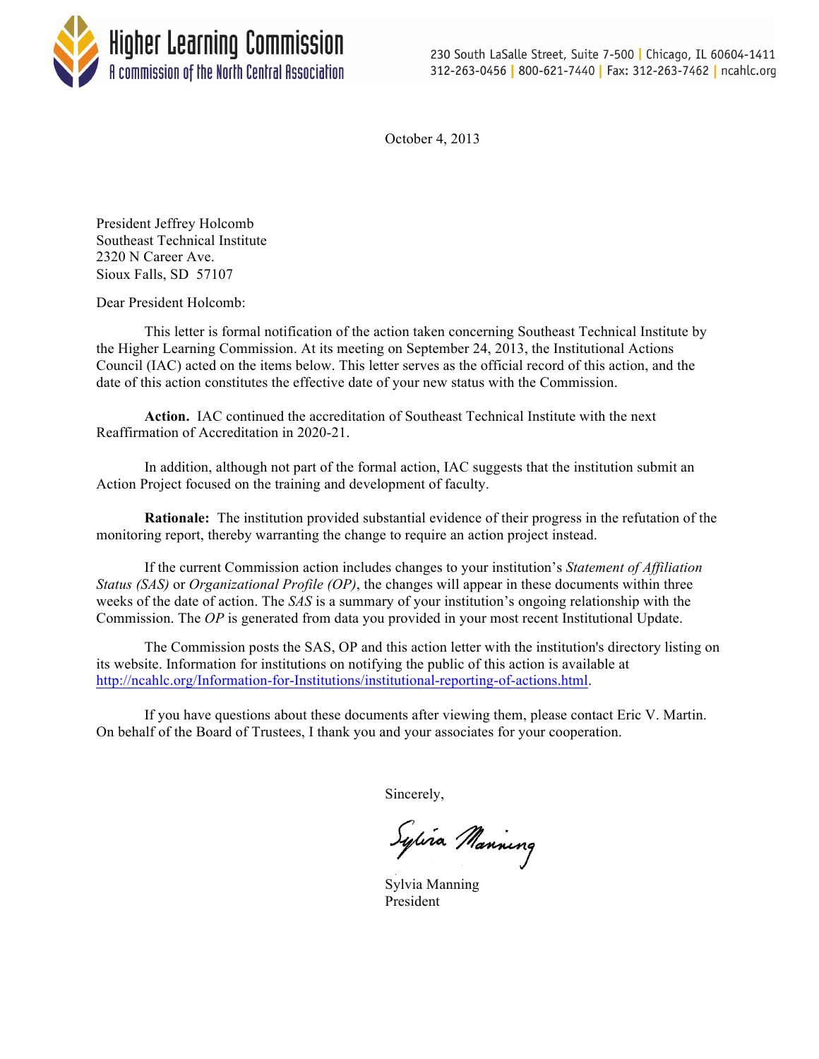**Higher Learning Commission**
A commission of the North Central Association

230 South LaSalle Street, Suite 7-500 | Chicago, IL 60604-1411
312-263-0456 | 800-621-7440 | Fax: 312-263-7462 | ncahlc.org

October 4, 2013

President Jeffrey Holcomb
Southeast Technical Institute
2320 N Career Ave.
Sioux Falls, SD 57107

Dear President Holcomb:

This letter is formal notification of the action taken concerning Southeast Technical Institute by the Higher Learning Commission. At its meeting on September 24, 2013, the Institutional Actions Council (IAC) acted on the items below. This letter serves as the official record of this action, and the date of this action constitutes the effective date of your new status with the Commission.

**Action.** IAC continued the accreditation of Southeast Technical Institute with the next Reaffirmation of Accreditation in 2020-21.

In addition, although not part of the formal action, IAC suggests that the institution submit an Action Project focused on the training and development of faculty.

**Rationale:** The institution provided substantial evidence of their progress in the refutation of the monitoring report, thereby warranting the change to require an action project instead.

If the current Commission action includes changes to your institution's *Statement of Affiliation Status (SAS)* or *Organizational Profile (OP)*, the changes will appear in these documents within three weeks of the date of action. The *SAS* is a summary of your institution's ongoing relationship with the Commission. The *OP* is generated from data you provided in your most recent Institutional Update.

The Commission posts the SAS, OP and this action letter with the institution's directory listing on its website. Information for institutions on notifying the public of this action is available at http://ncahlc.org/Information-for-Institutions/institutional-reporting-of-actions.html.

If you have questions about these documents after viewing them, please contact Eric V. Martin. On behalf of the Board of Trustees, I thank you and your associates for your cooperation.

Sincerely,

Sylvia Manning
President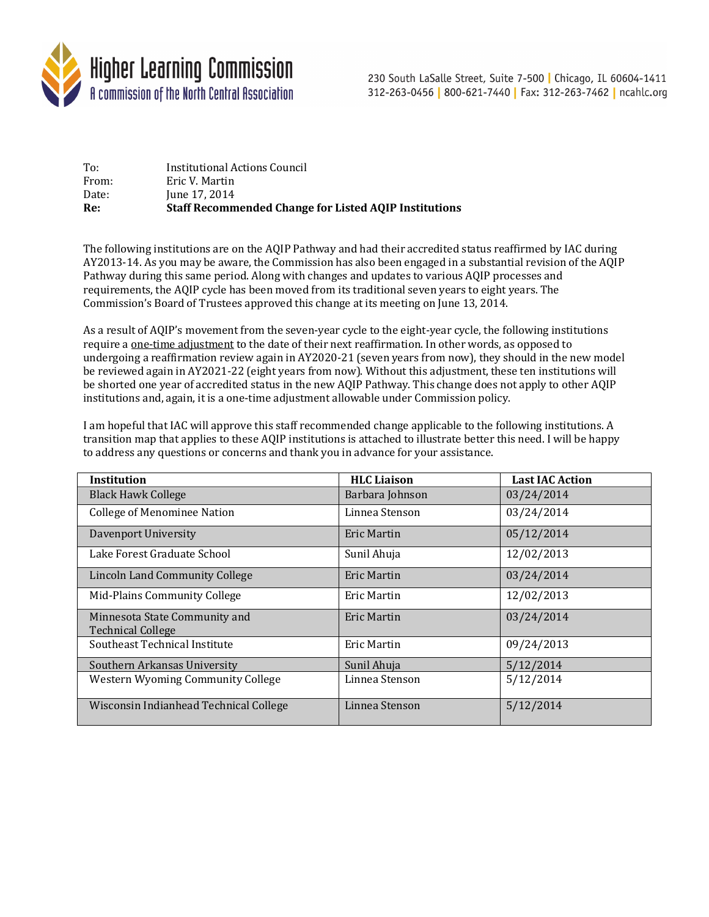Higher Learning Commission
A commission of the North Central Association

230 South LaSalle Street, Suite 7-500 | Chicago, IL 60604-1411
312-263-0456 | 800-621-7440 | Fax: 312-263-7462 | ncahlc.org

To: Institutional Actions Council
From: Eric V. Martin
Date: June 17, 2014
**Re: Staff Recommended Change for Listed AQIP Institutions**

The following institutions are on the AQIP Pathway and had their accredited status reaffirmed by IAC during AY2013-14. As you may be aware, the Commission has also been engaged in a substantial revision of the AQIP Pathway during this same period. Along with changes and updates to various AQIP processes and requirements, the AQIP cycle has been moved from its traditional seven years to eight years. The Commission's Board of Trustees approved this change at its meeting on June 13, 2014.

As a result of AQIP's movement from the seven-year cycle to the eight-year cycle, the following institutions require a one-time adjustment to the date of their next reaffirmation. In other words, as opposed to undergoing a reaffirmation review again in AY2020-21 (seven years from now), they should in the new model be reviewed again in AY2021-22 (eight years from now). Without this adjustment, these ten institutions will be shorted one year of accredited status in the new AQIP Pathway. This change does not apply to other AQIP institutions and, again, it is a one-time adjustment allowable under Commission policy.

I am hopeful that IAC will approve this staff recommended change applicable to the following institutions. A transition map that applies to these AQIP institutions is attached to illustrate better this need. I will be happy to address any questions or concerns and thank you in advance for your assistance.

| Institution | HLC Liaison | Last IAC Action |
|---|---|---|
| Black Hawk College | Barbara Johnson | 03/24/2014 |
| College of Menominee Nation | Linnea Stenson | 03/24/2014 |
| Davenport University | Eric Martin | 05/12/2014 |
| Lake Forest Graduate School | Sunil Ahuja | 12/02/2013 |
| Lincoln Land Community College | Eric Martin | 03/24/2014 |
| Mid-Plains Community College | Eric Martin | 12/02/2013 |
| Minnesota State Community and Technical College | Eric Martin | 03/24/2014 |
| Southeast Technical Institute | Eric Martin | 09/24/2013 |
| Southern Arkansas University | Sunil Ahuja | 5/12/2014 |
| Western Wyoming Community College | Linnea Stenson | 5/12/2014 |
| Wisconsin Indianhead Technical College | Linnea Stenson | 5/12/2014 |